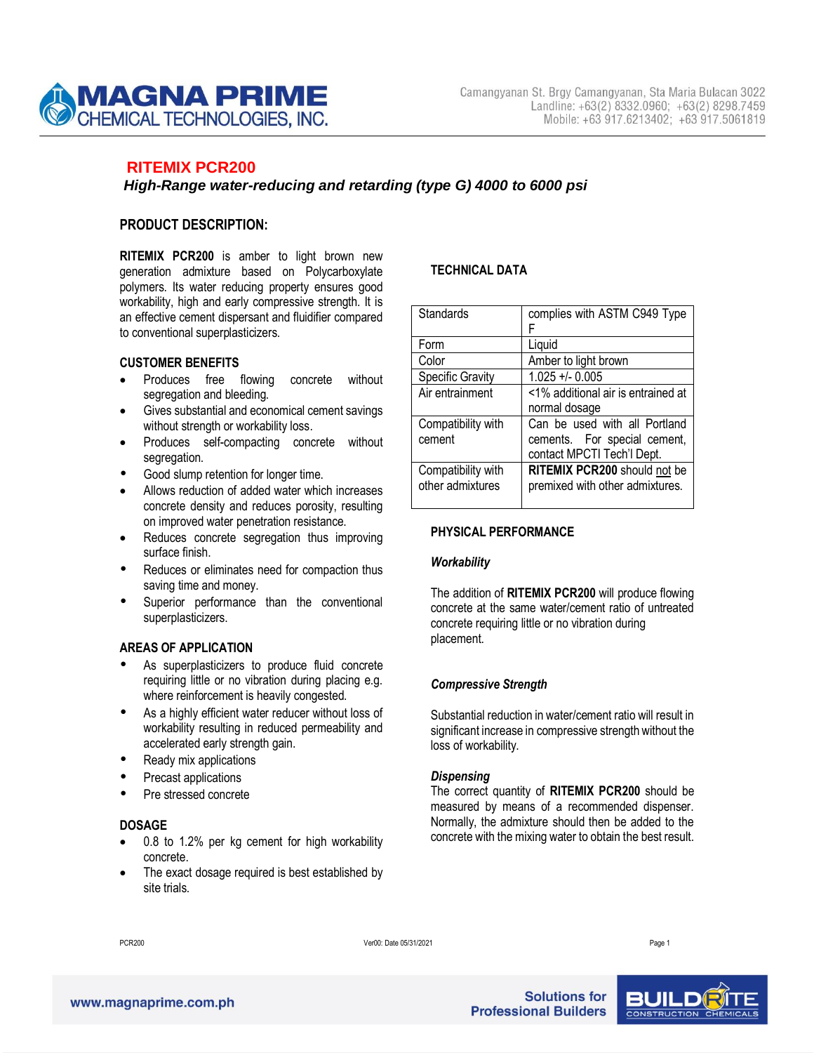# RITEMIX PCR200

***High-Range water-reducing and retarding (type G) 4000 to 6000 psi***

## PRODUCT DESCRIPTION:

**RITEMIX PCR200** is amber to light brown new generation admixture based on Polycarboxylate polymers. Its water reducing property ensures good workability, high and early compressive strength. It is an effective cement dispersant and fluidifier compared to conventional superplasticizers.

### CUSTOMER BENEFITS

- Produces free flowing concrete without segregation and bleeding.
- Gives substantial and economical cement savings without strength or workability loss.
- Produces self-compacting concrete without segregation.
- Good slump retention for longer time.
- Allows reduction of added water which increases concrete density and reduces porosity, resulting on improved water penetration resistance.
- Reduces concrete segregation thus improving surface finish.
- Reduces or eliminates need for compaction thus saving time and money.
- Superior performance than the conventional superplasticizers.

### AREAS OF APPLICATION

- As superplasticizers to produce fluid concrete requiring little or no vibration during placing e.g. where reinforcement is heavily congested.
- As a highly efficient water reducer without loss of workability resulting in reduced permeability and accelerated early strength gain.
- Ready mix applications
- Precast applications
- Pre stressed concrete

### DOSAGE

- 0.8 to 1.2% per kg cement for high workability concrete.
- The exact dosage required is best established by site trials.

### TECHNICAL DATA

| | |
|---|---|
| Standards | complies with ASTM C949 Type F |
| Form | Liquid |
| Color | Amber to light brown |
| Specific Gravity | 1.025 +/- 0.005 |
| Air entrainment | <1% additional air is entrained at normal dosage |
| Compatibility with cement | Can be used with all Portland cements. For special cement, contact MPCTI Tech'l Dept. |
| Compatibility with other admixtures | **RITEMIX PCR200** should not be premixed with other admixtures. |

### PHYSICAL PERFORMANCE

***Workability***

The addition of **RITEMIX PCR200** will produce flowing concrete at the same water/cement ratio of untreated concrete requiring little or no vibration during placement.

***Compressive Strength***

Substantial reduction in water/cement ratio will result in significant increase in compressive strength without the loss of workability.

***Dispensing***

The correct quantity of **RITEMIX PCR200** should be measured by means of a recommended dispenser. Normally, the admixture should then be added to the concrete with the mixing water to obtain the best result.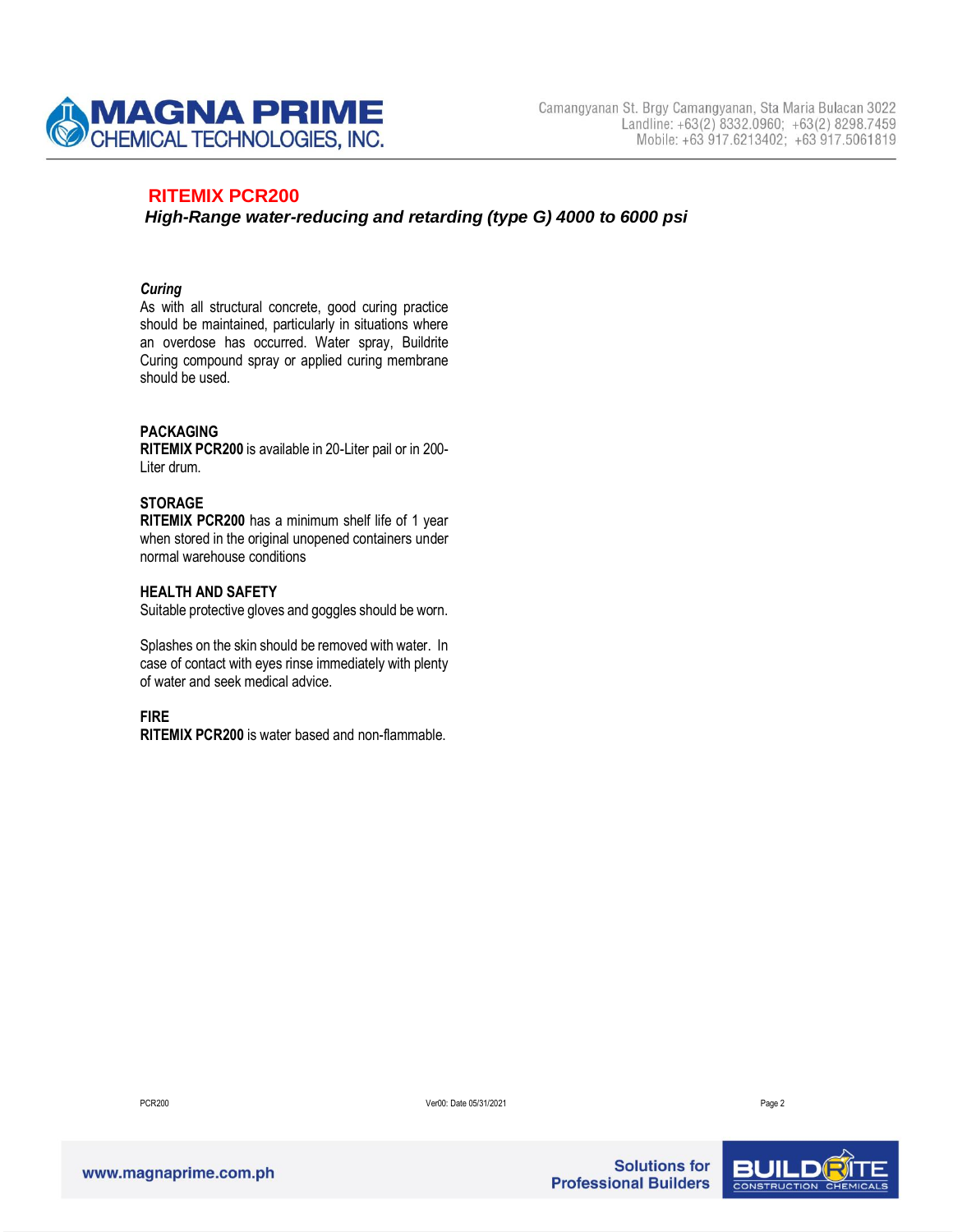## RITEMIX PCR200

***High-Range water-reducing and retarding (type G) 4000 to 6000 psi***

### *Curing*

As with all structural concrete, good curing practice should be maintained, particularly in situations where an overdose has occurred. Water spray, Buildrite Curing compound spray or applied curing membrane should be used.

### PACKAGING

**RITEMIX PCR200** is available in 20-Liter pail or in 200-Liter drum.

### STORAGE

**RITEMIX PCR200** has a minimum shelf life of 1 year when stored in the original unopened containers under normal warehouse conditions

### HEALTH AND SAFETY

Suitable protective gloves and goggles should be worn.

Splashes on the skin should be removed with water. In case of contact with eyes rinse immediately with plenty of water and seek medical advice.

### FIRE

**RITEMIX PCR200** is water based and non-flammable.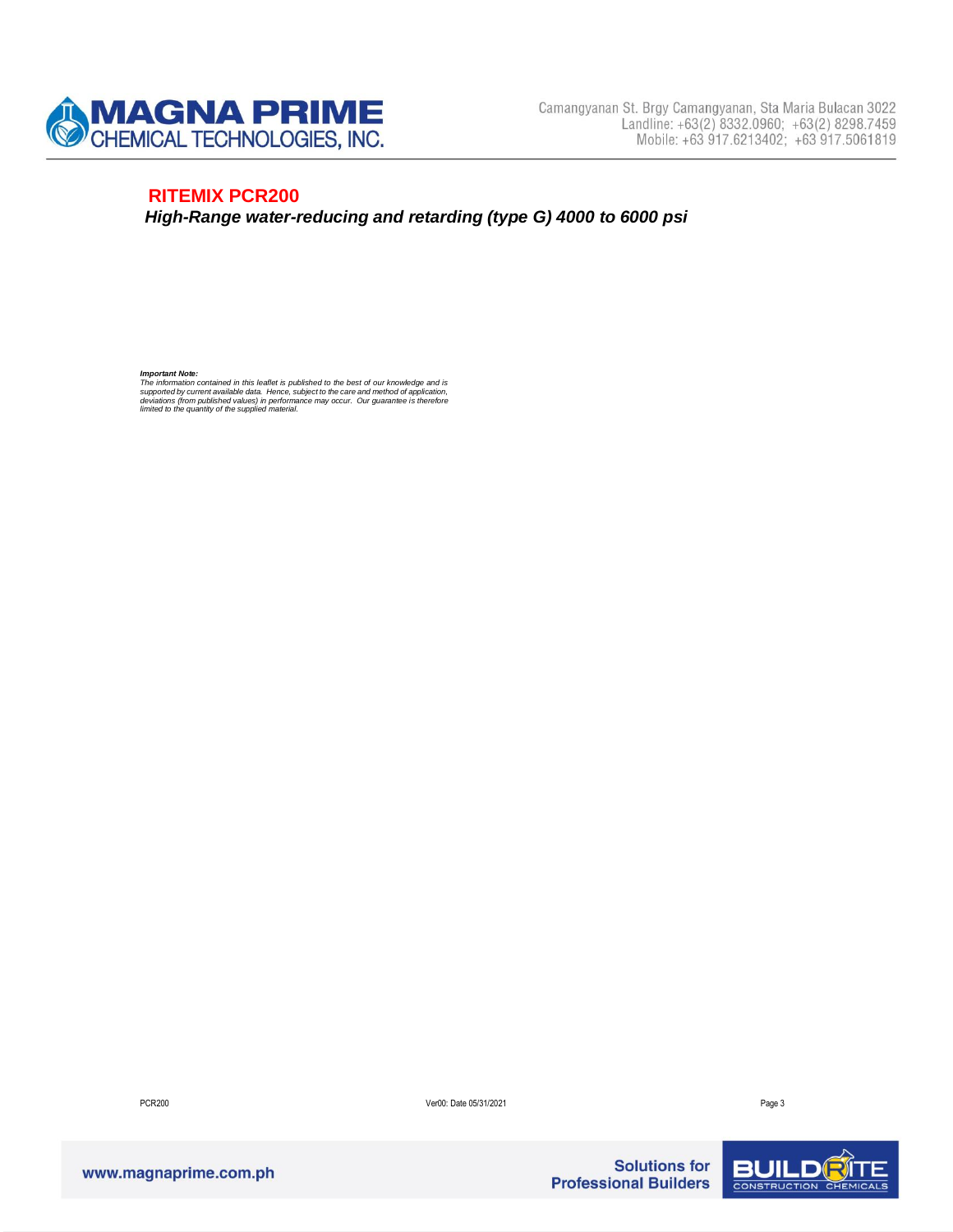## RITEMIX PCR200

***High-Range water-reducing and retarding (type G) 4000 to 6000 psi***

***Important Note:***
*The information contained in this leaflet is published to the best of our knowledge and is supported by current available data. Hence, subject to the care and method of application, deviations (from published values) in performance may occur. Our guarantee is therefore limited to the quantity of the supplied material.*